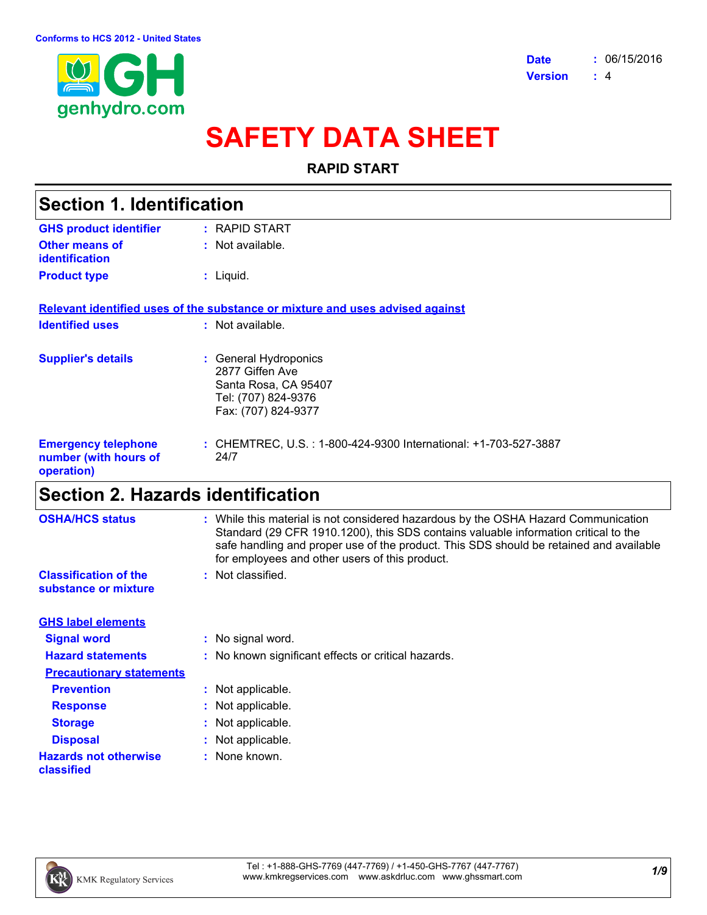Conforms to HCS 2012 - United States

**Date** : 06/15/2016
**Version** : 4

# SAFETY DATA SHEET

**RAPID START**

## Section 1. Identification

| | |
|---|---|
| **GHS product identifier** | : RAPID START |
| **Other means of identification** | : Not available. |
| **Product type** | : Liquid. |

**Relevant identified uses of the substance or mixture and uses advised against**

| | |
|---|---|
| **Identified uses** | : Not available. |
| **Supplier's details** | : General Hydroponics<br>2877 Giffen Ave<br>Santa Rosa, CA 95407<br>Tel: (707) 824-9376<br>Fax: (707) 824-9377 |
| **Emergency telephone number (with hours of operation)** | : CHEMTREC, U.S. : 1-800-424-9300 International: +1-703-527-3887<br>24/7 |

## Section 2. Hazards identification

| | |
|---|---|
| **OSHA/HCS status** | : While this material is not considered hazardous by the OSHA Hazard Communication Standard (29 CFR 1910.1200), this SDS contains valuable information critical to the safe handling and proper use of the product. This SDS should be retained and available for employees and other users of this product. |
| **Classification of the substance or mixture** | : Not classified. |

**GHS label elements**

| | |
|---|---|
| **Signal word** | : No signal word. |
| **Hazard statements** | : No known significant effects or critical hazards. |

**Precautionary statements**

| | |
|---|---|
| **Prevention** | : Not applicable. |
| **Response** | : Not applicable. |
| **Storage** | : Not applicable. |
| **Disposal** | : Not applicable. |
| **Hazards not otherwise classified** | : None known. |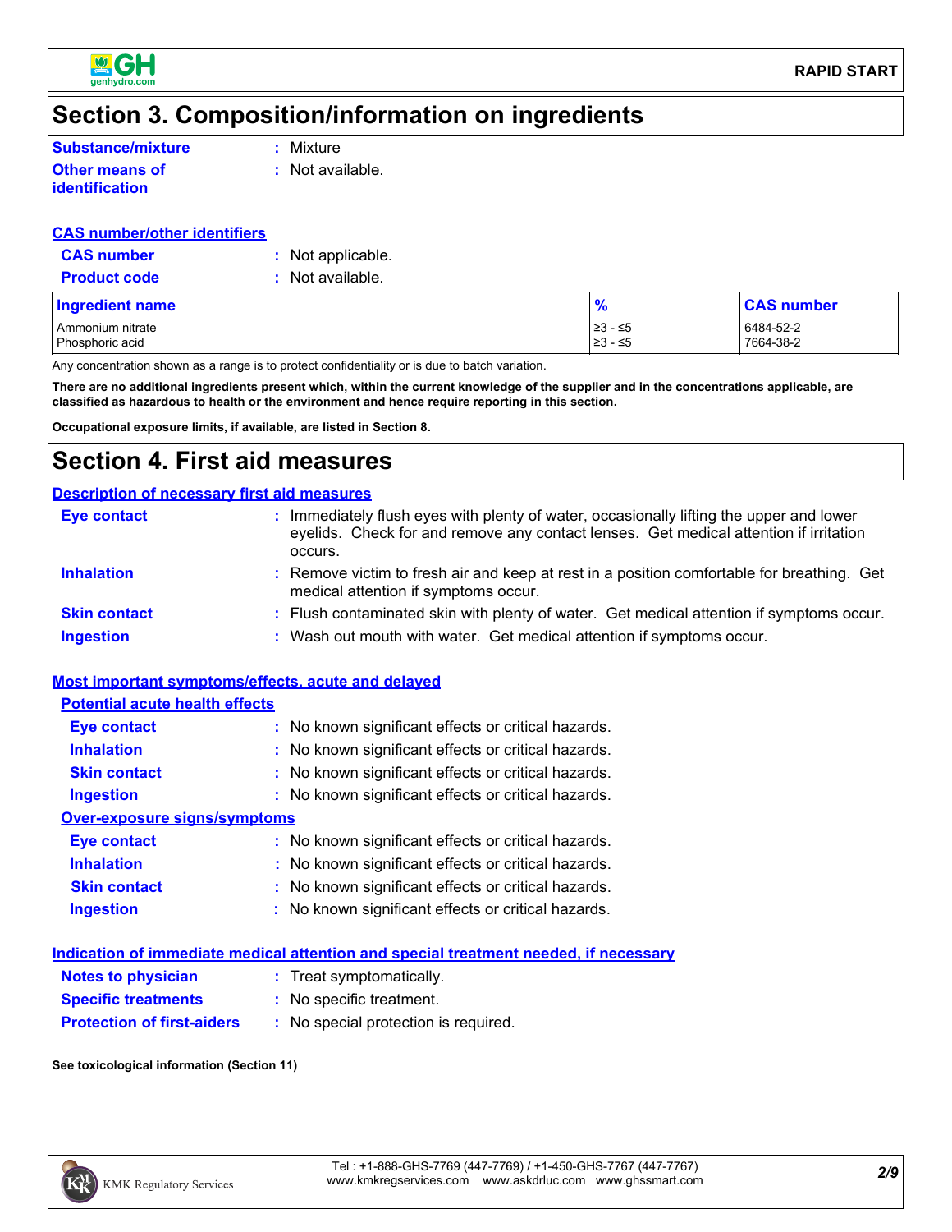# Section 3. Composition/information on ingredients

**Substance/mixture** : Mixture

**Other means of identification** : Not available.

**CAS number/other identifiers**

**CAS number** : Not applicable.

**Product code** : Not available.

| Ingredient name | % | CAS number |
|---|---|---|
| Ammonium nitrate | ≥3 - ≤5 | 6484-52-2 |
| Phosphoric acid | ≥3 - ≤5 | 7664-38-2 |

Any concentration shown as a range is to protect confidentiality or is due to batch variation.

**There are no additional ingredients present which, within the current knowledge of the supplier and in the concentrations applicable, are classified as hazardous to health or the environment and hence require reporting in this section.**

**Occupational exposure limits, if available, are listed in Section 8.**

# Section 4. First aid measures

**Description of necessary first aid measures**

**Eye contact** : Immediately flush eyes with plenty of water, occasionally lifting the upper and lower eyelids. Check for and remove any contact lenses. Get medical attention if irritation occurs.

**Inhalation** : Remove victim to fresh air and keep at rest in a position comfortable for breathing. Get medical attention if symptoms occur.

**Skin contact** : Flush contaminated skin with plenty of water. Get medical attention if symptoms occur.

**Ingestion** : Wash out mouth with water. Get medical attention if symptoms occur.

**Most important symptoms/effects, acute and delayed**

**Potential acute health effects**

**Eye contact** : No known significant effects or critical hazards.

**Inhalation** : No known significant effects or critical hazards.

**Skin contact** : No known significant effects or critical hazards.

**Ingestion** : No known significant effects or critical hazards.

**Over-exposure signs/symptoms**

**Eye contact** : No known significant effects or critical hazards.

**Inhalation** : No known significant effects or critical hazards.

**Skin contact** : No known significant effects or critical hazards.

**Ingestion** : No known significant effects or critical hazards.

**Indication of immediate medical attention and special treatment needed, if necessary**

**Notes to physician** : Treat symptomatically.

**Specific treatments** : No specific treatment.

**Protection of first-aiders** : No special protection is required.

**See toxicological information (Section 11)**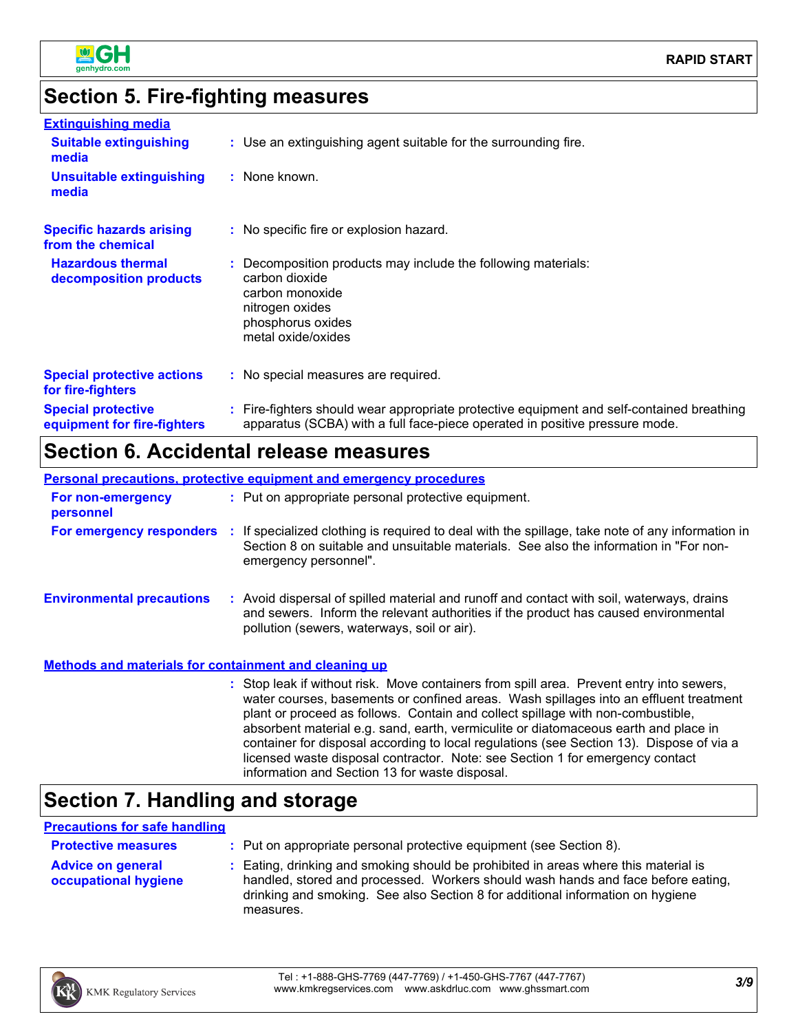## Section 5. Fire-fighting measures

### Extinguishing media

**Suitable extinguishing media** : Use an extinguishing agent suitable for the surrounding fire.

**Unsuitable extinguishing media** : None known.

**Specific hazards arising from the chemical** : No specific fire or explosion hazard.

**Hazardous thermal decomposition products** : Decomposition products may include the following materials:
carbon dioxide
carbon monoxide
nitrogen oxides
phosphorus oxides
metal oxide/oxides

**Special protective actions for fire-fighters** : No special measures are required.

**Special protective equipment for fire-fighters** : Fire-fighters should wear appropriate protective equipment and self-contained breathing apparatus (SCBA) with a full face-piece operated in positive pressure mode.

## Section 6. Accidental release measures

### Personal precautions, protective equipment and emergency procedures

**For non-emergency personnel** : Put on appropriate personal protective equipment.

**For emergency responders** : If specialized clothing is required to deal with the spillage, take note of any information in Section 8 on suitable and unsuitable materials. See also the information in "For non-emergency personnel".

**Environmental precautions** : Avoid dispersal of spilled material and runoff and contact with soil, waterways, drains and sewers. Inform the relevant authorities if the product has caused environmental pollution (sewers, waterways, soil or air).

### Methods and materials for containment and cleaning up

: Stop leak if without risk. Move containers from spill area. Prevent entry into sewers, water courses, basements or confined areas. Wash spillages into an effluent treatment plant or proceed as follows. Contain and collect spillage with non-combustible, absorbent material e.g. sand, earth, vermiculite or diatomaceous earth and place in container for disposal according to local regulations (see Section 13). Dispose of via a licensed waste disposal contractor. Note: see Section 1 for emergency contact information and Section 13 for waste disposal.

## Section 7. Handling and storage

### Precautions for safe handling

**Protective measures** : Put on appropriate personal protective equipment (see Section 8).

**Advice on general occupational hygiene** : Eating, drinking and smoking should be prohibited in areas where this material is handled, stored and processed. Workers should wash hands and face before eating, drinking and smoking. See also Section 8 for additional information on hygiene measures.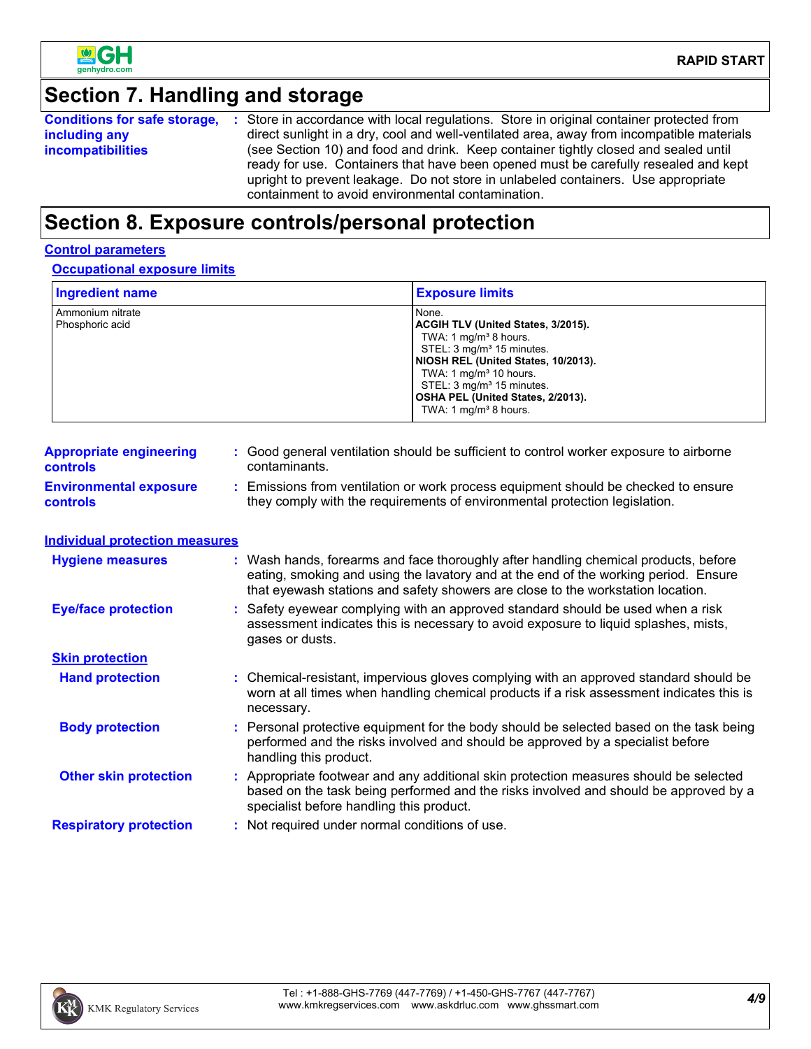## Section 7. Handling and storage

**Conditions for safe storage, including any incompatibilities** : Store in accordance with local regulations. Store in original container protected from direct sunlight in a dry, cool and well-ventilated area, away from incompatible materials (see Section 10) and food and drink. Keep container tightly closed and sealed until ready for use. Containers that have been opened must be carefully resealed and kept upright to prevent leakage. Do not store in unlabeled containers. Use appropriate containment to avoid environmental contamination.

## Section 8. Exposure controls/personal protection

### Control parameters

#### Occupational exposure limits

| Ingredient name | Exposure limits |
|---|---|
| Ammonium nitrate | None. |
| Phosphoric acid | **ACGIH TLV (United States, 3/2015).**<br>TWA: 1 mg/m³ 8 hours.<br>STEL: 3 mg/m³ 15 minutes.<br>**NIOSH REL (United States, 10/2013).**<br>TWA: 1 mg/m³ 10 hours.<br>STEL: 3 mg/m³ 15 minutes.<br>**OSHA PEL (United States, 2/2013).**<br>TWA: 1 mg/m³ 8 hours. |

**Appropriate engineering controls** : Good general ventilation should be sufficient to control worker exposure to airborne contaminants.

**Environmental exposure controls** : Emissions from ventilation or work process equipment should be checked to ensure they comply with the requirements of environmental protection legislation.

### Individual protection measures

**Hygiene measures** : Wash hands, forearms and face thoroughly after handling chemical products, before eating, smoking and using the lavatory and at the end of the working period. Ensure that eyewash stations and safety showers are close to the workstation location.

**Eye/face protection** : Safety eyewear complying with an approved standard should be used when a risk assessment indicates this is necessary to avoid exposure to liquid splashes, mists, gases or dusts.

#### Skin protection

**Hand protection** : Chemical-resistant, impervious gloves complying with an approved standard should be worn at all times when handling chemical products if a risk assessment indicates this is necessary.

**Body protection** : Personal protective equipment for the body should be selected based on the task being performed and the risks involved and should be approved by a specialist before handling this product.

**Other skin protection** : Appropriate footwear and any additional skin protection measures should be selected based on the task being performed and the risks involved and should be approved by a specialist before handling this product.

**Respiratory protection** : Not required under normal conditions of use.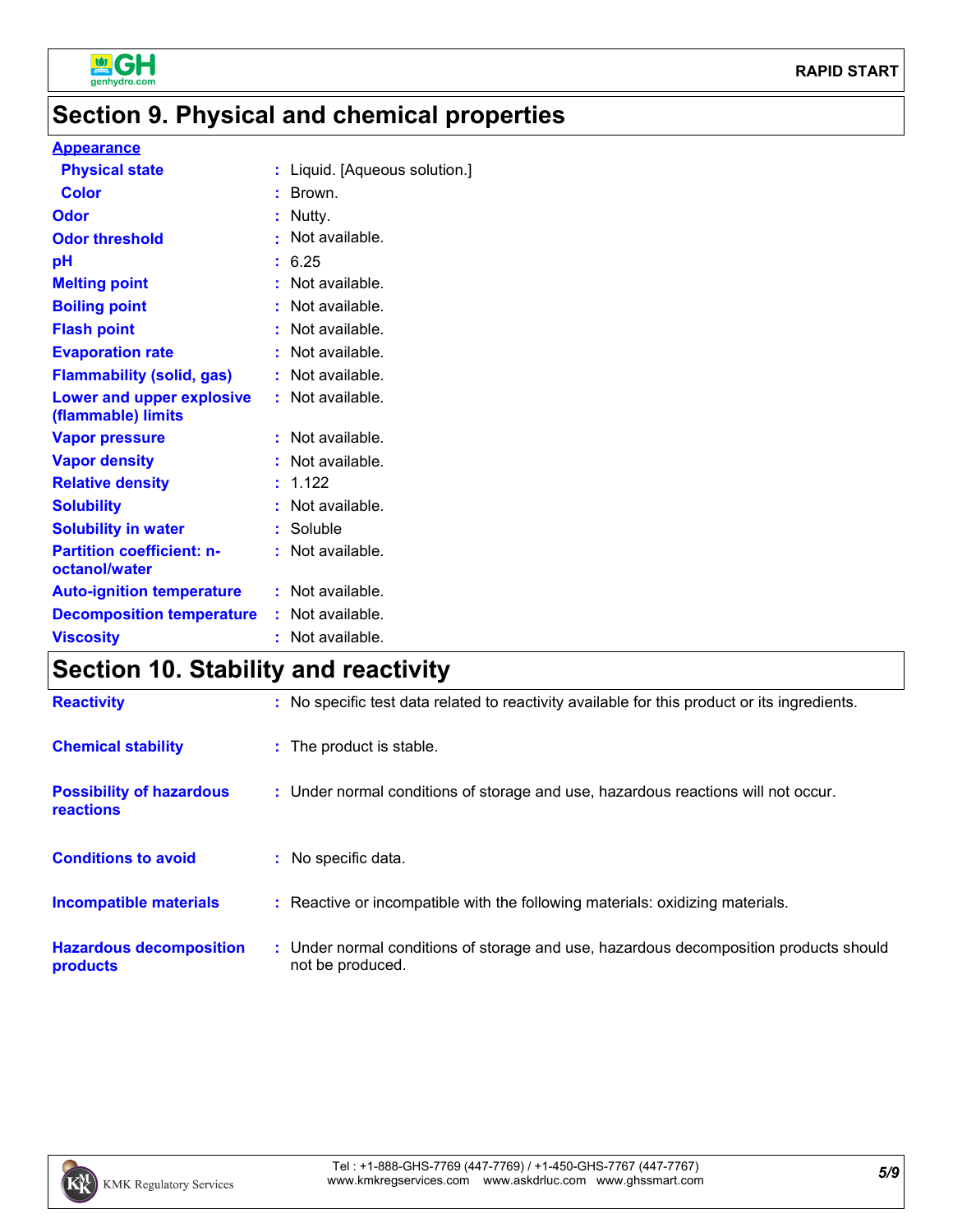## Section 9. Physical and chemical properties

**Appearance**

| | | |
|---|---|---|
| **Physical state** | : | Liquid. [Aqueous solution.] |
| **Color** | : | Brown. |
| **Odor** | : | Nutty. |
| **Odor threshold** | : | Not available. |
| **pH** | : | 6.25 |
| **Melting point** | : | Not available. |
| **Boiling point** | : | Not available. |
| **Flash point** | : | Not available. |
| **Evaporation rate** | : | Not available. |
| **Flammability (solid, gas)** | : | Not available. |
| **Lower and upper explosive (flammable) limits** | : | Not available. |
| **Vapor pressure** | : | Not available. |
| **Vapor density** | : | Not available. |
| **Relative density** | : | 1.122 |
| **Solubility** | : | Not available. |
| **Solubility in water** | : | Soluble |
| **Partition coefficient: n-octanol/water** | : | Not available. |
| **Auto-ignition temperature** | : | Not available. |
| **Decomposition temperature** | : | Not available. |
| **Viscosity** | : | Not available. |

## Section 10. Stability and reactivity

| | | |
|---|---|---|
| **Reactivity** | : | No specific test data related to reactivity available for this product or its ingredients. |
| **Chemical stability** | : | The product is stable. |
| **Possibility of hazardous reactions** | : | Under normal conditions of storage and use, hazardous reactions will not occur. |
| **Conditions to avoid** | : | No specific data. |
| **Incompatible materials** | : | Reactive or incompatible with the following materials: oxidizing materials. |
| **Hazardous decomposition products** | : | Under normal conditions of storage and use, hazardous decomposition products should not be produced. |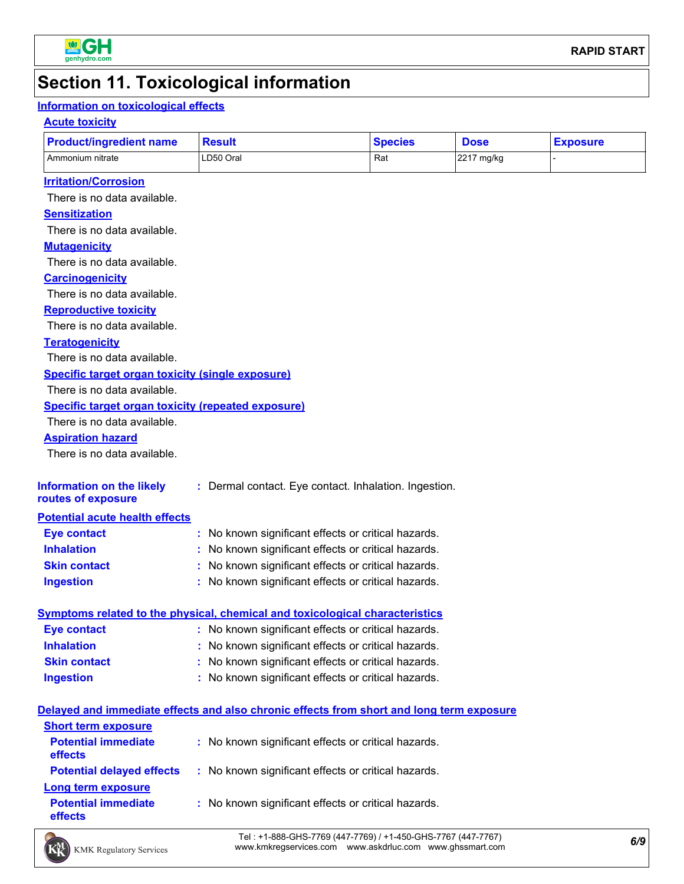# Section 11. Toxicological information

## Information on toxicological effects

### Acute toxicity

| Product/ingredient name | Result | Species | Dose | Exposure |
|---|---|---|---|---|
| Ammonium nitrate | LD50 Oral | Rat | 2217 mg/kg | - |

### Irritation/Corrosion

There is no data available.

### Sensitization

There is no data available.

### Mutagenicity

There is no data available.

### Carcinogenicity

There is no data available.

### Reproductive toxicity

There is no data available.

### Teratogenicity

There is no data available.

### Specific target organ toxicity (single exposure)

There is no data available.

### Specific target organ toxicity (repeated exposure)

There is no data available.

### Aspiration hazard

There is no data available.

**Information on the likely routes of exposure** : Dermal contact. Eye contact. Inhalation. Ingestion.

## Potential acute health effects

**Eye contact** : No known significant effects or critical hazards.

**Inhalation** : No known significant effects or critical hazards.

**Skin contact** : No known significant effects or critical hazards.

**Ingestion** : No known significant effects or critical hazards.

## Symptoms related to the physical, chemical and toxicological characteristics

**Eye contact** : No known significant effects or critical hazards.

**Inhalation** : No known significant effects or critical hazards.

**Skin contact** : No known significant effects or critical hazards.

**Ingestion** : No known significant effects or critical hazards.

## Delayed and immediate effects and also chronic effects from short and long term exposure

### Short term exposure

**Potential immediate effects** : No known significant effects or critical hazards.

**Potential delayed effects** : No known significant effects or critical hazards.

### Long term exposure

**Potential immediate effects** : No known significant effects or critical hazards.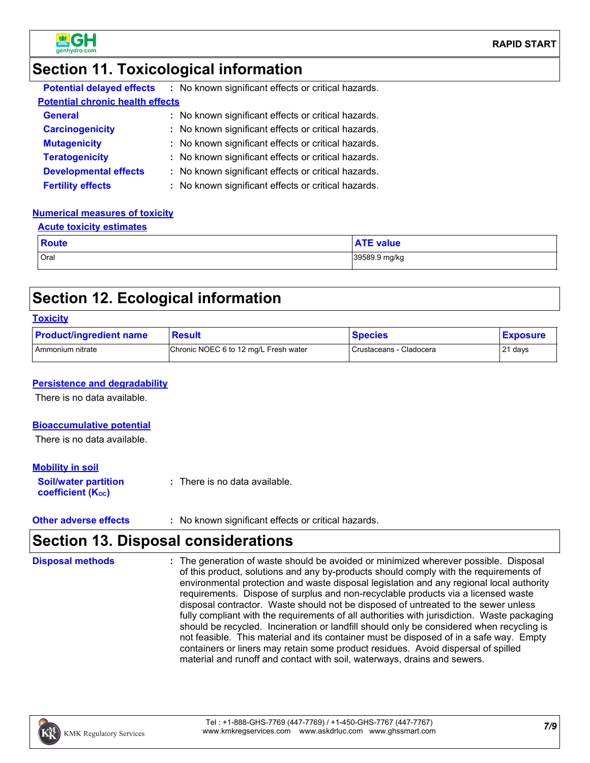## Section 11. Toxicological information

**Potential delayed effects** : No known significant effects or critical hazards.

**Potential chronic health effects**

**General** : No known significant effects or critical hazards.

**Carcinogenicity** : No known significant effects or critical hazards.

**Mutagenicity** : No known significant effects or critical hazards.

**Teratogenicity** : No known significant effects or critical hazards.

**Developmental effects** : No known significant effects or critical hazards.

**Fertility effects** : No known significant effects or critical hazards.

**Numerical measures of toxicity**

**Acute toxicity estimates**

| Route | ATE value |
| --- | --- |
| Oral | 39589.9 mg/kg |

## Section 12. Ecological information

**Toxicity**

| Product/ingredient name | Result | Species | Exposure |
| --- | --- | --- | --- |
| Ammonium nitrate | Chronic NOEC 6 to 12 mg/L Fresh water | Crustaceans - Cladocera | 21 days |

**Persistence and degradability**

There is no data available.

**Bioaccumulative potential**

There is no data available.

**Mobility in soil**

**Soil/water partition coefficient ($K_{OC}$)** : There is no data available.

**Other adverse effects** : No known significant effects or critical hazards.

## Section 13. Disposal considerations

**Disposal methods** : The generation of waste should be avoided or minimized wherever possible. Disposal of this product, solutions and any by-products should comply with the requirements of environmental protection and waste disposal legislation and any regional local authority requirements. Dispose of surplus and non-recyclable products via a licensed waste disposal contractor. Waste should not be disposed of untreated to the sewer unless fully compliant with the requirements of all authorities with jurisdiction. Waste packaging should be recycled. Incineration or landfill should only be considered when recycling is not feasible. This material and its container must be disposed of in a safe way. Empty containers or liners may retain some product residues. Avoid dispersal of spilled material and runoff and contact with soil, waterways, drains and sewers.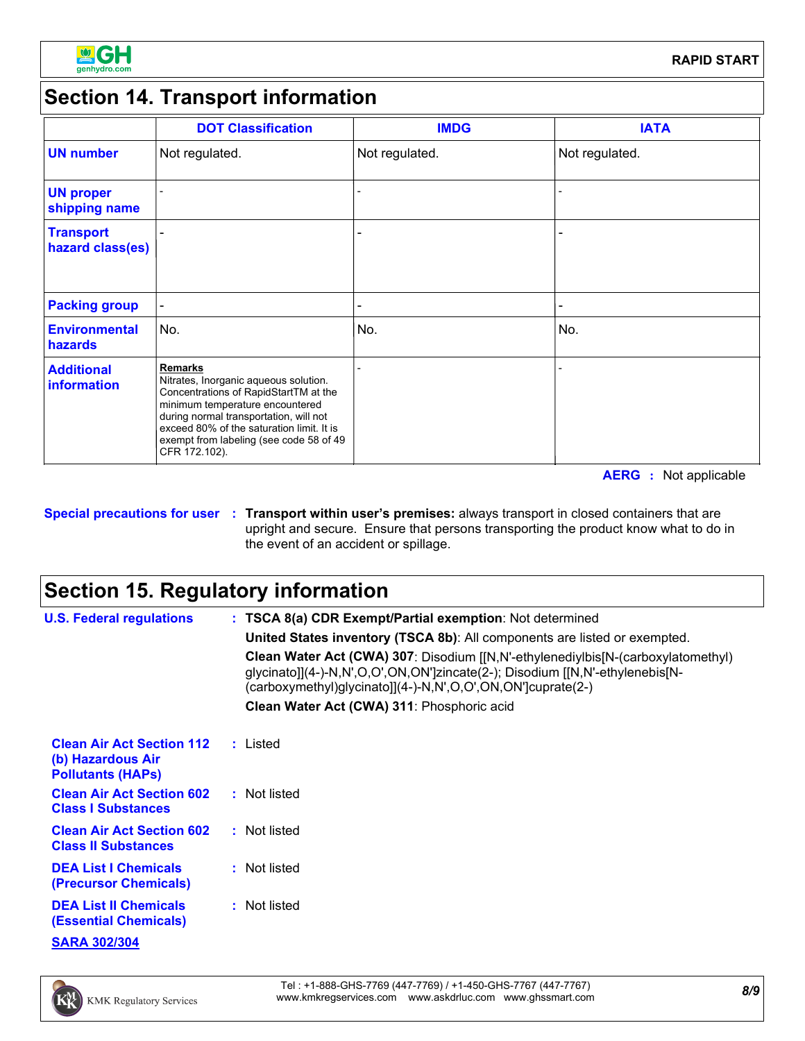## Section 14. Transport information

| | DOT Classification | IMDG | IATA |
|---|---|---|---|
| **UN number** | Not regulated. | Not regulated. | Not regulated. |
| **UN proper shipping name** | - | - | - |
| **Transport hazard class(es)** | - | - | - |
| **Packing group** | - | - | - |
| **Environmental hazards** | No. | No. | No. |
| **Additional information** | **Remarks**<br>Nitrates, Inorganic aqueous solution. Concentrations of RapidStartTM at the minimum temperature encountered during normal transportation, will not exceed 80% of the saturation limit. It is exempt from labeling (see code 58 of 49 CFR 172.102). | - | - |

**AERG :** Not applicable

**Special precautions for user :** **Transport within user's premises:** always transport in closed containers that are upright and secure. Ensure that persons transporting the product know what to do in the event of an accident or spillage.

## Section 15. Regulatory information

**U.S. Federal regulations :** **TSCA 8(a) CDR Exempt/Partial exemption**: Not determined

**United States inventory (TSCA 8b)**: All components are listed or exempted.

**Clean Water Act (CWA) 307**: Disodium [[N,N'-ethylenediylbis[N-(carboxylatomethyl) glycinato]](4-)-N,N',O,O',ON,ON']zincate(2-); Disodium [[N,N'-ethylenebis[N-(carboxymethyl)glycinato]](4-)-N,N',O,O',ON,ON']cuprate(2-)

**Clean Water Act (CWA) 311**: Phosphoric acid

**Clean Air Act Section 112 (b) Hazardous Air Pollutants (HAPs) :** Listed

**Clean Air Act Section 602 Class I Substances :** Not listed

**Clean Air Act Section 602 Class II Substances :** Not listed

**DEA List I Chemicals (Precursor Chemicals) :** Not listed

**DEA List II Chemicals (Essential Chemicals) :** Not listed

**SARA 302/304**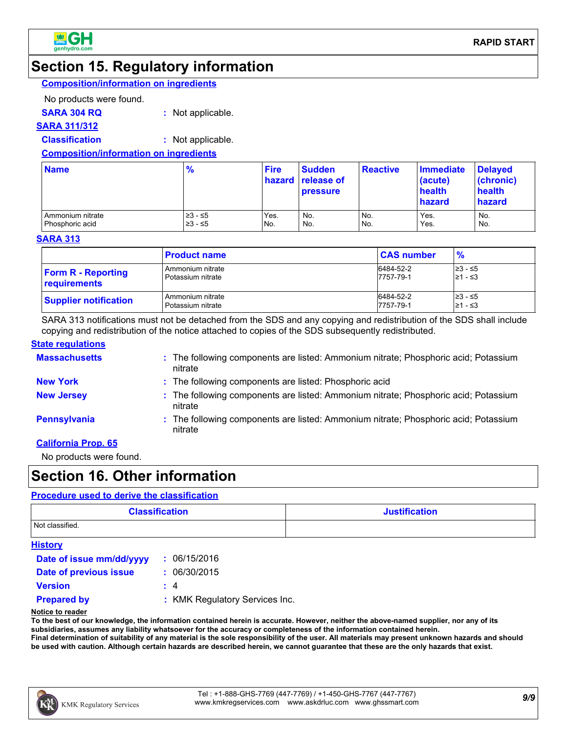# Section 15. Regulatory information

**Composition/information on ingredients**

No products were found.

**SARA 304 RQ** : Not applicable.

**SARA 311/312**

**Classification** : Not applicable.

**Composition/information on ingredients**

| Name | % | Fire hazard | Sudden release of pressure | Reactive | Immediate (acute) health hazard | Delayed (chronic) health hazard |
|---|---|---|---|---|---|---|
| Ammonium nitrate | ≥3 - ≤5 | Yes. | No. | No. | Yes. | No. |
| Phosphoric acid | ≥3 - ≤5 | No. | No. | No. | Yes. | No. |

**SARA 313**

| | Product name | CAS number | % |
|---|---|---|---|
| **Form R - Reporting requirements** | Ammonium nitrate | 6484-52-2 | ≥3 - ≤5 |
| | Potassium nitrate | 7757-79-1 | ≥1 - ≤3 |
| **Supplier notification** | Ammonium nitrate | 6484-52-2 | ≥3 - ≤5 |
| | Potassium nitrate | 7757-79-1 | ≥1 - ≤3 |

SARA 313 notifications must not be detached from the SDS and any copying and redistribution of the SDS shall include copying and redistribution of the notice attached to copies of the SDS subsequently redistributed.

**State regulations**

**Massachusetts** : The following components are listed: Ammonium nitrate; Phosphoric acid; Potassium nitrate

**New York** : The following components are listed: Phosphoric acid

**New Jersey** : The following components are listed: Ammonium nitrate; Phosphoric acid; Potassium nitrate

**Pennsylvania** : The following components are listed: Ammonium nitrate; Phosphoric acid; Potassium nitrate

**California Prop. 65**

No products were found.

# Section 16. Other information

**Procedure used to derive the classification**

| Classification | Justification |
|---|---|
| Not classified. | |

**History**

**Date of issue mm/dd/yyyy** : 06/15/2016

**Date of previous issue** : 06/30/2015

**Version** : 4

**Prepared by** : KMK Regulatory Services Inc.

**Notice to reader**

**To the best of our knowledge, the information contained herein is accurate. However, neither the above-named supplier, nor any of its subsidiaries, assumes any liability whatsoever for the accuracy or completeness of the information contained herein.**
**Final determination of suitability of any material is the sole responsibility of the user. All materials may present unknown hazards and should be used with caution. Although certain hazards are described herein, we cannot guarantee that these are the only hazards that exist.**